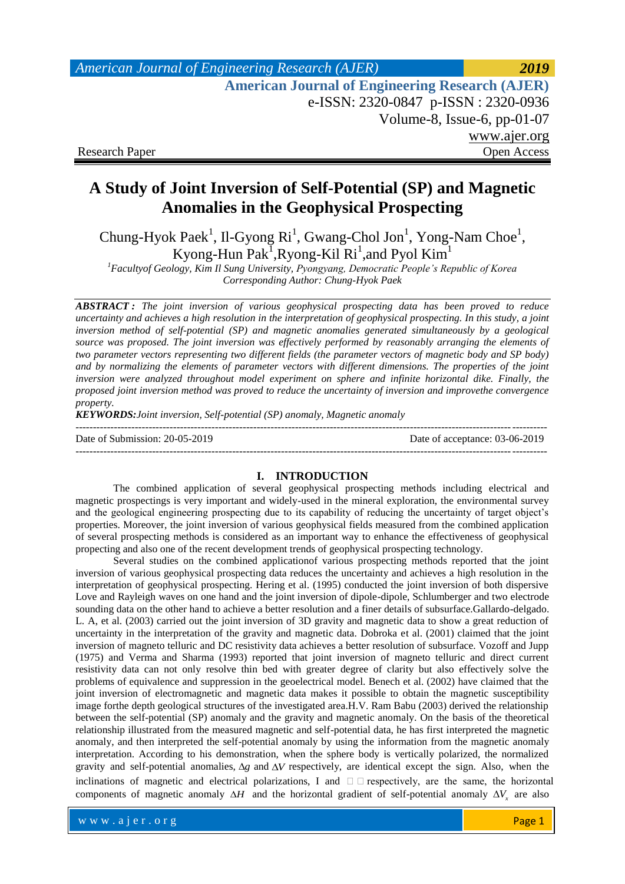# A Study of Joint Inversion of Self-Potential (SP) and Magnetic Anomalies in the Geophysical Prospecting

Chung-Hyok Paek[1], Il-Gyong Ri[1], Gwang-Chol Jon[1], Yong-Nam Choe[1], Kyong-Hun Pak[1],Ryong-Kil Ri[1],and Pyol Kim[1]

*[1]Facultyof Geology, Kim Il Sung University, Pyongyang, Democratic People's Republic of Korea*
*Corresponding Author: Chung-Hyok Paek*

***ABSTRACT :*** *The joint inversion of various geophysical prospecting data has been proved to reduce uncertainty and achieves a high resolution in the interpretation of geophysical prospecting. In this study, a joint inversion method of self-potential (SP) and magnetic anomalies generated simultaneously by a geological source was proposed. The joint inversion was effectively performed by reasonably arranging the elements of two parameter vectors representing two different fields (the parameter vectors of magnetic body and SP body) and by normalizing the elements of parameter vectors with different dimensions. The properties of the joint inversion were analyzed throughout model experiment on sphere and infinite horizontal dike. Finally, the proposed joint inversion method was proved to reduce the uncertainty of inversion and improvethe convergence property.*

***KEYWORDS:****Joint inversion, Self-potential (SP) anomaly, Magnetic anomaly*

---

Date of Submission: 20-05-2019 Date of acceptance: 03-06-2019

---

## I. INTRODUCTION

The combined application of several geophysical prospecting methods including electrical and magnetic prospectings is very important and widely-used in the mineral exploration, the environmental survey and the geological engineering prospecting due to its capability of reducing the uncertainty of target object's properties. Moreover, the joint inversion of various geophysical fields measured from the combined application of several prospecting methods is considered as an important way to enhance the effectiveness of geophysical propecting and also one of the recent development trends of geophysical prospecting technology.

Several studies on the combined applicationof various prospecting methods reported that the joint inversion of various geophysical prospecting data reduces the uncertainty and achieves a high resolution in the interpretation of geophysical prospecting. Hering et al. (1995) conducted the joint inversion of both dispersive Love and Rayleigh waves on one hand and the joint inversion of dipole-dipole, Schlumberger and two electrode sounding data on the other hand to achieve a better resolution and a finer details of subsurface.Gallardo-delgado. L. A, et al. (2003) carried out the joint inversion of 3D gravity and magnetic data to show a great reduction of uncertainty in the interpretation of the gravity and magnetic data. Dobroka et al. (2001) claimed that the joint inversion of magneto telluric and DC resistivity data achieves a better resolution of subsurface. Vozoff and Jupp (1975) and Verma and Sharma (1993) reported that joint inversion of magneto telluric and direct current resistivity data can not only resolve thin bed with greater degree of clarity but also effectively solve the problems of equivalence and suppression in the geoelectrical model. Benech et al. (2002) have claimed that the joint inversion of electromagnetic and magnetic data makes it possible to obtain the magnetic susceptibility image forthe depth geological structures of the investigated area.H.V. Ram Babu (2003) derived the relationship between the self-potential (SP) anomaly and the gravity and magnetic anomaly. On the basis of the theoretical relationship illustrated from the measured magnetic and self-potential data, he has first interpreted the magnetic anomaly, and then interpreted the self-potential anomaly by using the information from the magnetic anomaly interpretation. According to his demonstration, when the sphere body is vertically polarized, the normalized gravity and self-potential anomalies, $\Delta g$ and $\Delta V$ respectively, are identical except the sign. Also, when the inclinations of magnetic and electrical polarizations, I and □ □ respectively, are the same, the horizontal components of magnetic anomaly $\Delta H$ and the horizontal gradient of self-potential anomaly $\Delta V_x$ are also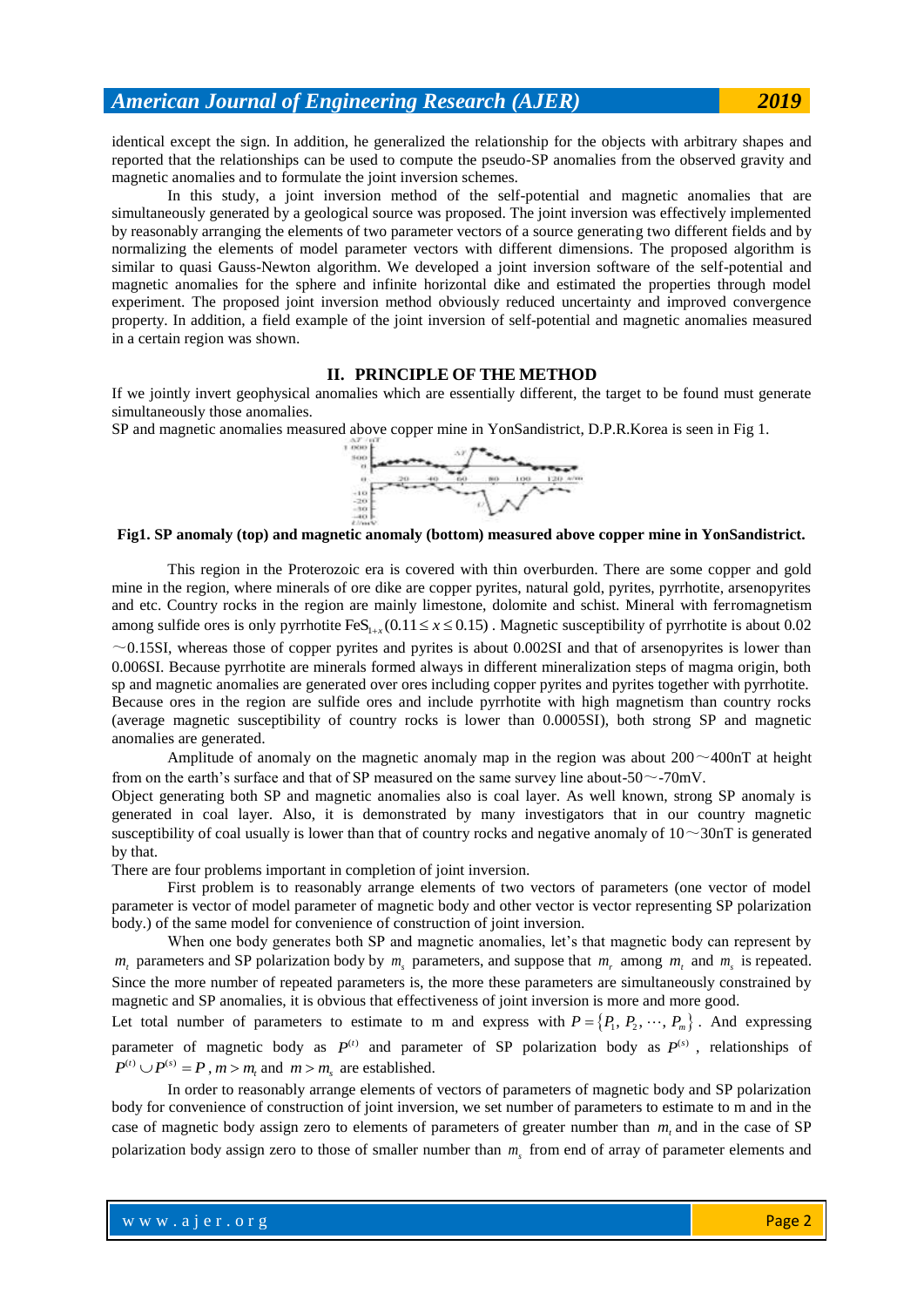identical except the sign. In addition, he generalized the relationship for the objects with arbitrary shapes and reported that the relationships can be used to compute the pseudo-SP anomalies from the observed gravity and magnetic anomalies and to formulate the joint inversion schemes.

In this study, a joint inversion method of the self-potential and magnetic anomalies that are simultaneously generated by a geological source was proposed. The joint inversion was effectively implemented by reasonably arranging the elements of two parameter vectors of a source generating two different fields and by normalizing the elements of model parameter vectors with different dimensions. The proposed algorithm is similar to quasi Gauss-Newton algorithm. We developed a joint inversion software of the self-potential and magnetic anomalies for the sphere and infinite horizontal dike and estimated the properties through model experiment. The proposed joint inversion method obviously reduced uncertainty and improved convergence property. In addition, a field example of the joint inversion of self-potential and magnetic anomalies measured in a certain region was shown.

## II. PRINCIPLE OF THE METHOD

If we jointly invert geophysical anomalies which are essentially different, the target to be found must generate simultaneously those anomalies.

SP and magnetic anomalies measured above copper mine in YonSandistrict, D.P.R.Korea is seen in Fig 1.

**Fig1. SP anomaly (top) and magnetic anomaly (bottom) measured above copper mine in YonSandistrict.**

This region in the Proterozoic era is covered with thin overburden. There are some copper and gold mine in the region, where minerals of ore dike are copper pyrites, natural gold, pyrites, pyrrhotite, arsenopyrites and etc. Country rocks in the region are mainly limestone, dolomite and schist. Mineral with ferromagnetism among sulfide ores is only pyrrhotite $FeS_{1+x}(0.11 \le x \le 0.15)$. Magnetic susceptibility of pyrrhotite is about 0.02 ～0.15SI, whereas those of copper pyrites and pyrites is about 0.002SI and that of arsenopyrites is lower than 0.006SI. Because pyrrhotite are minerals formed always in different mineralization steps of magma origin, both sp and magnetic anomalies are generated over ores including copper pyrites and pyrites together with pyrrhotite. Because ores in the region are sulfide ores and include pyrrhotite with high magnetism than country rocks (average magnetic susceptibility of country rocks is lower than 0.0005SI), both strong SP and magnetic anomalies are generated.

Amplitude of anomaly on the magnetic anomaly map in the region was about 200～400nT at height from on the earth's surface and that of SP measured on the same survey line about-50～-70mV.

Object generating both SP and magnetic anomalies also is coal layer. As well known, strong SP anomaly is generated in coal layer. Also, it is demonstrated by many investigators that in our country magnetic susceptibility of coal usually is lower than that of country rocks and negative anomaly of 10～30nT is generated by that.

There are four problems important in completion of joint inversion.

First problem is to reasonably arrange elements of two vectors of parameters (one vector of model parameter is vector of model parameter of magnetic body and other vector is vector representing SP polarization body.) of the same model for convenience of construction of joint inversion.

When one body generates both SP and magnetic anomalies, let's that magnetic body can represent by $m_t$ parameters and SP polarization body by $m_s$ parameters, and suppose that $m_r$ among $m_t$ and $m_s$ is repeated. Since the more number of repeated parameters is, the more these parameters are simultaneously constrained by magnetic and SP anomalies, it is obvious that effectiveness of joint inversion is more and more good.

Let total number of parameters to estimate to m and express with $P = \{P_1, P_2, \cdots, P_m\}$. And expressing parameter of magnetic body as $P^{(t)}$ and parameter of SP polarization body as $P^{(s)}$, relationships of $P^{(t)} \cup P^{(s)} = P$, $m > m_t$ and $m > m_s$ are established.

In order to reasonably arrange elements of vectors of parameters of magnetic body and SP polarization body for convenience of construction of joint inversion, we set number of parameters to estimate to m and in the case of magnetic body assign zero to elements of parameters of greater number than $m_t$ and in the case of SP polarization body assign zero to those of smaller number than $m_s$ from end of array of parameter elements and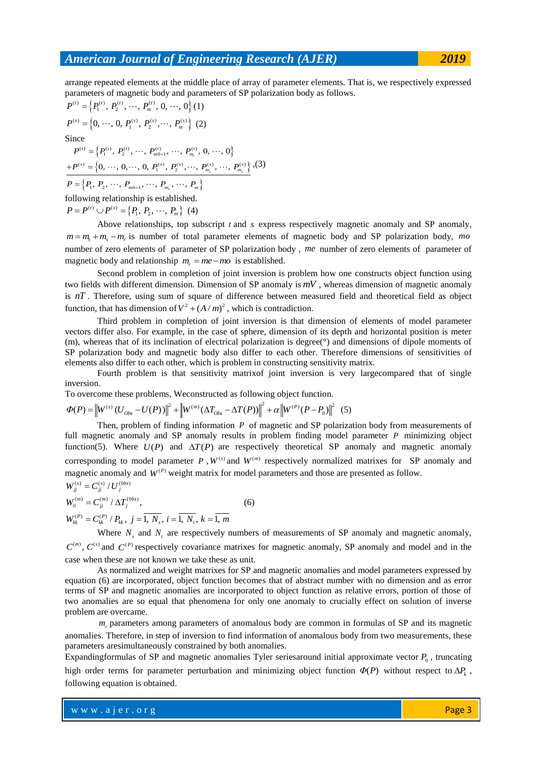arrange repeated elements at the middle place of array of parameter elements. That is, we respectively expressed parameters of magnetic body and parameters of SP polarization body as follows.

$$P^{(t)} = \left\{P_1^{(t)},\ P_2^{(t)},\ \cdots,\ P_m^{(t)},\ 0,\ \cdots,\ 0\right\} \text{ (1)}$$

$$P^{(s)} = \left\{0,\ \cdots,\ 0,\ P_1^{(s)},\ P_2^{(s)}, \cdots,\ P_m^{(s)}\right\} \text{ (2)}$$

Since

$$\begin{array}{l} P^{(t)} = \left\{P_1^{(t)},\ P_2^{(t)},\ \cdots,\ P_{m0+1}^{(t)},\ \cdots,\ P_{m_t}^{(t)},\ 0,\ \cdots,\ 0\right\} \\ \underline{+P^{(s)} = \left\{0,\ \cdots,\ 0, \cdots,\ 0,\ P_1^{(s)},\ P_2^{(s)}, \cdots,\ P_{m_r}^{(s)},\ \cdots,\ P_{m_s}^{(s)}\right\}} ,\text{(3)} \\ P = \left\{P_1,\ P_2,\ \cdots,\ P_{m0+1},\ \cdots,\ P_{m_t},\ \cdots,\ P_m\right\} \end{array}$$

following relationship is established.

$$P = P^{(t)} \cup P^{(s)} = \left\{P_1,\ P_2,\ \cdots,\ P_m\right\} \text{ (4)}$$

Above relationships, top subscript $t$ and $s$ express respectively magnetic anomaly and SP anomaly, $m = m_t + m_s - m_r$ is number of total parameter elements of magnetic body and SP polarization body, $mo$ number of zero elements of parameter of SP polarization body , $me$ number of zero elements of parameter of magnetic body and relationship $m_r = me - mo$ is established.

Second problem in completion of joint inversion is problem how one constructs object function using two fields with different dimension. Dimension of SP anomaly is $mV$ , whereas dimension of magnetic anomaly is $nT$ . Therefore, using sum of square of difference between measured field and theoretical field as object function, that has dimension of $V^2 + (A/m)^2$ , which is contradiction.

Third problem in completion of joint inversion is that dimension of elements of model parameter vectors differ also. For example, in the case of sphere, dimension of its depth and horizontal position is meter (m), whereas that of its inclination of electrical polarization is degree(°) and dimensions of dipole moments of SP polarization body and magnetic body also differ to each other. Therefore dimensions of sensitivities of elements also differ to each other, which is problem in constructing sensitivity matrix.

Fourth problem is that sensitivity matrixof joint inversion is very largecompared that of single inversion.

To overcome these problems, Weconstructed as following object function.

$$\Phi(P) = \left\|W^{(s)}(U_{Obs} - U(P))\right\|^2 + \left\|W^{(m)}(\Delta T_{Obs} - \Delta T(P))\right\|^2 + \alpha\left\|W^{(P)}(P - P_0)\right\|^2 \quad (5)$$

Then, problem of finding information $P$ of magnetic and SP polarization body from measurements of full magnetic anomaly and SP anomaly results in problem finding model parameter $P$ minimizing object function(5). Where $U(P)$ and $\Delta T(P)$ are respectively theoretical SP anomaly and magnetic anomaly corresponding to model parameter $P$ , $W^{(s)}$ and $W^{(m)}$ respectively normalized matrixes for SP anomaly and magnetic anomaly and $W^{(P)}$ weight matrix for model parameters and those are presented as follow.

$$\begin{aligned} &W_{jj}^{(s)} = C_{jj}^{(s)} / U_j^{(0bs)} \\ &W_{ii}^{(m)} = C_{jj}^{(m)} / \Delta T_j^{(0bs)}, \qquad \qquad (6) \\ &W_{kk}^{(P)} = C_{kk}^{(P)} / P_{kk},\ j = \overline{1,\ N_s},\ i = \overline{1,\ N_t},\ k = \overline{1,\ m} \end{aligned}$$

Where $N_s$ and $N_t$ are respectively numbers of measurements of SP anomaly and magnetic anomaly, $C^{(m)}$, $C^{(s)}$ and $C^{(P)}$ respectively covariance matrixes for magnetic anomaly, SP anomaly and model and in the case when these are not known we take these as unit.

As normalized and weight matrixes for SP and magnetic anomalies and model parameters expressed by equation (6) are incorporated, object function becomes that of abstract number with no dimension and as error terms of SP and magnetic anomalies are incorporated to object function as relative errors, portion of those of two anomalies are so equal that phenomena for only one anomaly to crucially effect on solution of inverse problem are overcame.

$m_r$ parameters among parameters of anomalous body are common in formulas of SP and its magnetic anomalies. Therefore, in step of inversion to find information of anomalous body from two measurements, these parameters aresimultaneously constrained by both anomalies.

Expandingformulas of SP and magnetic anomalies Tyler seriesaround initial approximate vector $P_0$ , truncating high order terms for parameter perturbation and minimizing object function $\Phi(P)$ without respect to $\Delta P_k$ , following equation is obtained.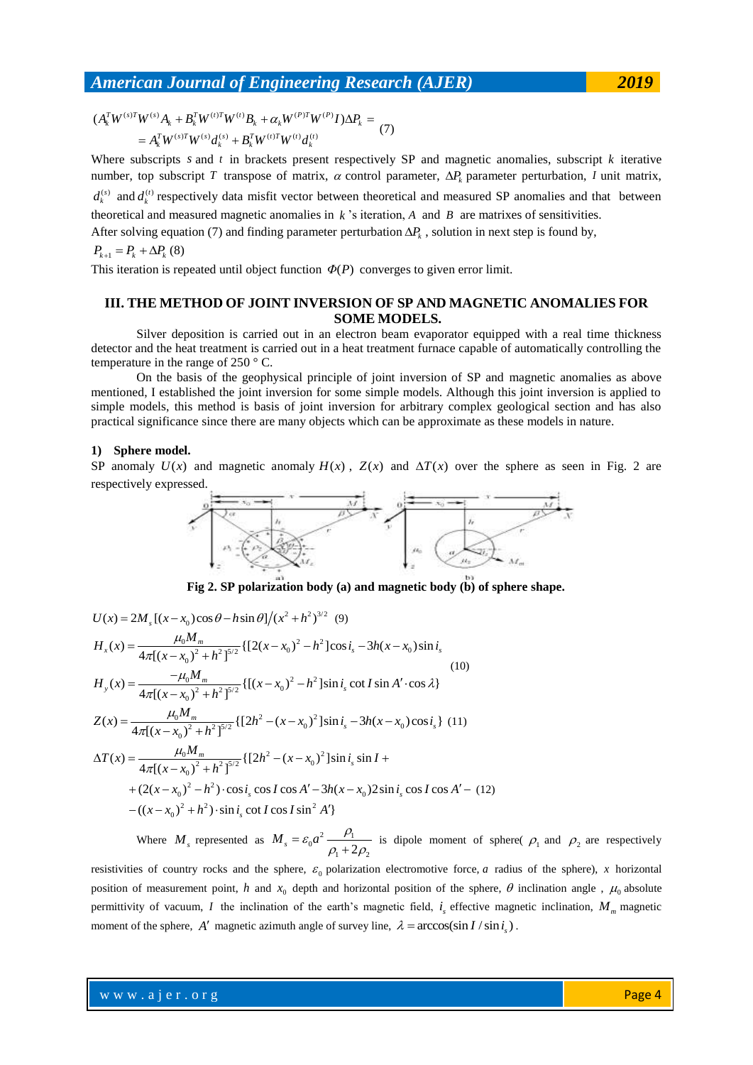$$(A_k^T W^{(s)T} W^{(s)} A_k + B_k^T W^{(t)T} W^{(t)} B_k + \alpha_k W^{(P)T} W^{(P)} I)\Delta P_k = \\ = A_k^T W^{(s)T} W^{(s)} d_k^{(s)} + B_k^T W^{(t)T} W^{(t)} d_k^{(t)} \quad (7)$$

Where subscripts $s$ and $t$ in brackets present respectively SP and magnetic anomalies, subscript $k$ iterative number, top subscript $T$ transpose of matrix, $\alpha$ control parameter, $\Delta P_k$ parameter perturbation, $I$ unit matrix, $d_k^{(s)}$ and $d_k^{(t)}$ respectively data misfit vector between theoretical and measured SP anomalies and that between theoretical and measured magnetic anomalies in $k$'s iteration, $A$ and $B$ are matrixes of sensitivities.

After solving equation (7) and finding parameter perturbation $\Delta P_k$ , solution in next step is found by,

$P_{k+1} = P_k + \Delta P_k$ (8)

This iteration is repeated until object function $\Phi(P)$ converges to given error limit.

## III. THE METHOD OF JOINT INVERSION OF SP AND MAGNETIC ANOMALIES FOR SOME MODELS.

Silver deposition is carried out in an electron beam evaporator equipped with a real time thickness detector and the heat treatment is carried out in a heat treatment furnace capable of automatically controlling the temperature in the range of 250 ° C.

On the basis of the geophysical principle of joint inversion of SP and magnetic anomalies as above mentioned, I established the joint inversion for some simple models. Although this joint inversion is applied to simple models, this method is basis of joint inversion for arbitrary complex geological section and has also practical significance since there are many objects which can be approximate as these models in nature.

**1) Sphere model.**

SP anomaly $U(x)$ and magnetic anomaly $H(x)$ , $Z(x)$ and $\Delta T(x)$ over the sphere as seen in Fig. 2 are respectively expressed.

**Fig 2. SP polarization body (a) and magnetic body (b) of sphere shape.**

$$U(x) = 2M_s[(x - x_0)\cos\theta - h\sin\theta]/(x^2 + h^2)^{3/2} \quad (9)$$

$$H_x(x) = \frac{\mu_0 M_m}{4\pi[(x - x_0)^2 + h^2]^{5/2}}\{[2(x - x_0)^2 - h^2]\cos i_s - 3h(x - x_0)\sin i_s$$

$$H_y(x) = \frac{-\mu_0 M_m}{4\pi[(x - x_0)^2 + h^2]^{5/2}}\{[(x - x_0)^2 - h^2]\sin i_s \cot I \sin A' \cdot \cos\lambda\} \quad (10)$$

$$Z(x) = \frac{\mu_0 M_m}{4\pi[(x - x_0)^2 + h^2]^{5/2}}\{[2h^2 - (x - x_0)^2]\sin i_s - 3h(x - x_0)\cos i_s\} \quad (11)$$

$$\Delta T(x) = \frac{\mu_0 M_m}{4\pi[(x - x_0)^2 + h^2]^{5/2}}\{[2h^2 - (x - x_0)^2]\sin i_s \sin I + \\ + (2(x - x_0)^2 - h^2)\cdot\cos i_s \cos I \cos A' - 3h(x - x_0)2\sin i_s \cos I \cos A' - \\ - ((x - x_0)^2 + h^2)\cdot\sin i_s \cot I \cos I \sin^2 A'\} \quad (12)$$

Where $M_s$ represented as $M_s = \varepsilon_0 a^2 \dfrac{\rho_1}{\rho_1 + 2\rho_2}$ is dipole moment of sphere( $\rho_1$ and $\rho_2$ are respectively resistivities of country rocks and the sphere, $\varepsilon_0$ polarization electromotive force, $a$ radius of the sphere), $x$ horizontal position of measurement point, $h$ and $x_0$ depth and horizontal position of the sphere, $\theta$ inclination angle , $\mu_0$ absolute permittivity of vacuum, $I$ the inclination of the earth's magnetic field, $i_s$ effective magnetic inclination, $M_m$ magnetic moment of the sphere, $A'$ magnetic azimuth angle of survey line, $\lambda = \arccos(\sin I / \sin i_s)$ .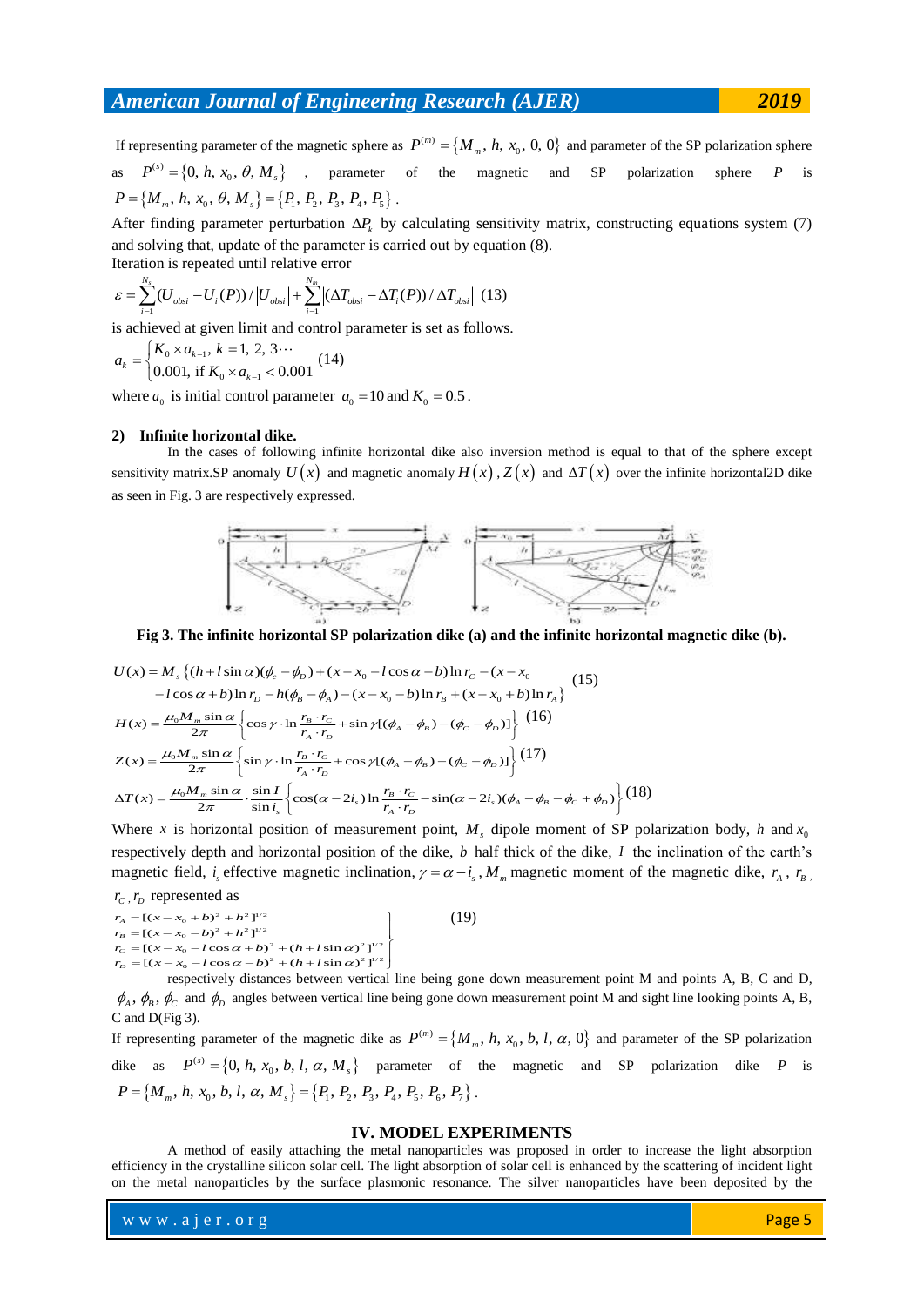If representing parameter of the magnetic sphere as $P^{(m)} = \{M_m, h, x_0, 0, 0\}$ and parameter of the SP polarization sphere as $P^{(s)} = \{0, h, x_0, \theta, M_s\}$ , parameter of the magnetic and SP polarization sphere $P$ is $P = \{M_m, h, x_0, \theta, M_s\} = \{P_1, P_2, P_3, P_4, P_5\}$ .

After finding parameter perturbation $\Delta P_k$ by calculating sensitivity matrix, constructing equations system (7) and solving that, update of the parameter is carried out by equation (8).

Iteration is repeated until relative error

$$\varepsilon = \sum_{i=1}^{N_s} (U_{obsi} - U_i(P)) / |U_{obsi}| + \sum_{i=1}^{N_m} |(\Delta T_{obsi} - \Delta T_i(P)) / \Delta T_{obsi}| \quad (13)$$

is achieved at given limit and control parameter is set as follows.

$$a_k = \begin{cases} K_0 \times a_{k-1}, \ k = 1, 2, 3 \cdots \\ 0.001, \text{ if } K_0 \times a_{k-1} < 0.001 \end{cases} \quad (14)$$

where $a_0$ is initial control parameter $a_0 = 10$ and $K_0 = 0.5$ .

**2) Infinite horizontal dike.**

In the cases of following infinite horizontal dike also inversion method is equal to that of the sphere except sensitivity matrix.SP anomaly $U(x)$ and magnetic anomaly $H(x)$ , $Z(x)$ and $\Delta T(x)$ over the infinite horizontal2D dike as seen in Fig. 3 are respectively expressed.

**Fig 3. The infinite horizontal SP polarization dike (a) and the infinite horizontal magnetic dike (b).**

$$U(x) = M_s \{(h + l\sin\alpha)(\phi_C - \phi_D) + (x - x_0 - l\cos\alpha - b)\ln r_C - (x - x_0 - l\cos\alpha + b)\ln r_D - h(\phi_B - \phi_A) - (x - x_0 - b)\ln r_B + (x - x_0 + b)\ln r_A\} \quad (15)$$

$$H(x) = \frac{\mu_0 M_m \sin\alpha}{2\pi} \left\{ \cos\gamma \cdot \ln\frac{r_B \cdot r_C}{r_A \cdot r_D} + \sin\gamma [(\phi_A - \phi_B) - (\phi_C - \phi_D)] \right\} \quad (16)$$

$$Z(x) = \frac{\mu_0 M_m \sin\alpha}{2\pi} \left\{ \sin\gamma \cdot \ln\frac{r_B \cdot r_C}{r_A \cdot r_D} + \cos\gamma [(\phi_A - \phi_B) - (\phi_C - \phi_D)] \right\} \quad (17)$$

$$\Delta T(x) = \frac{\mu_0 M_m \sin\alpha}{2\pi} \cdot \frac{\sin I}{\sin i_s} \left\{ \cos(\alpha - 2i_s)\ln\frac{r_B \cdot r_C}{r_A \cdot r_D} - \sin(\alpha - 2i_s)(\phi_A - \phi_B - \phi_C + \phi_D) \right\} \quad (18)$$

Where $x$ is horizontal position of measurement point, $M_s$ dipole moment of SP polarization body, $h$ and $x_0$ respectively depth and horizontal position of the dike, $b$ half thick of the dike, $I$ the inclination of the earth's magnetic field, $i_s$ effective magnetic inclination, $\gamma = \alpha - i_s$ , $M_m$ magnetic moment of the magnetic dike, $r_A$ , $r_B$ , $r_C$ , $r_D$ represented as

$$\left. \begin{aligned} r_A &= [(x - x_0 + b)^2 + h^2]^{1/2} \\ r_B &= [(x - x_0 - b)^2 + h^2]^{1/2} \\ r_C &= [(x - x_0 - l\cos\alpha + b)^2 + (h + l\sin\alpha)^2]^{1/2} \\ r_D &= [(x - x_0 - l\cos\alpha - b)^2 + (h + l\sin\alpha)^2]^{1/2} \end{aligned} \right\} \quad (19)$$

respectively distances between vertical line being gone down measurement point M and points A, B, C and D, $\phi_A$, $\phi_B$, $\phi_C$ and $\phi_D$ angles between vertical line being gone down measurement point M and sight line looking points A, B, C and D(Fig 3).

If representing parameter of the magnetic dike as $P^{(m)} = \{M_m, h, x_0, b, l, \alpha, 0\}$ and parameter of the SP polarization dike as $P^{(s)} = \{0, h, x_0, b, l, \alpha, M_s\}$ parameter of the magnetic and SP polarization dike $P$ is $P = \{M_m, h, x_0, b, l, \alpha, M_s\} = \{P_1, P_2, P_3, P_4, P_5, P_6, P_7\}$ .

## IV. MODEL EXPERIMENTS

A method of easily attaching the metal nanoparticles was proposed in order to increase the light absorption efficiency in the crystalline silicon solar cell. The light absorption of solar cell is enhanced by the scattering of incident light on the metal nanoparticles by the surface plasmonic resonance. The silver nanoparticles have been deposited by the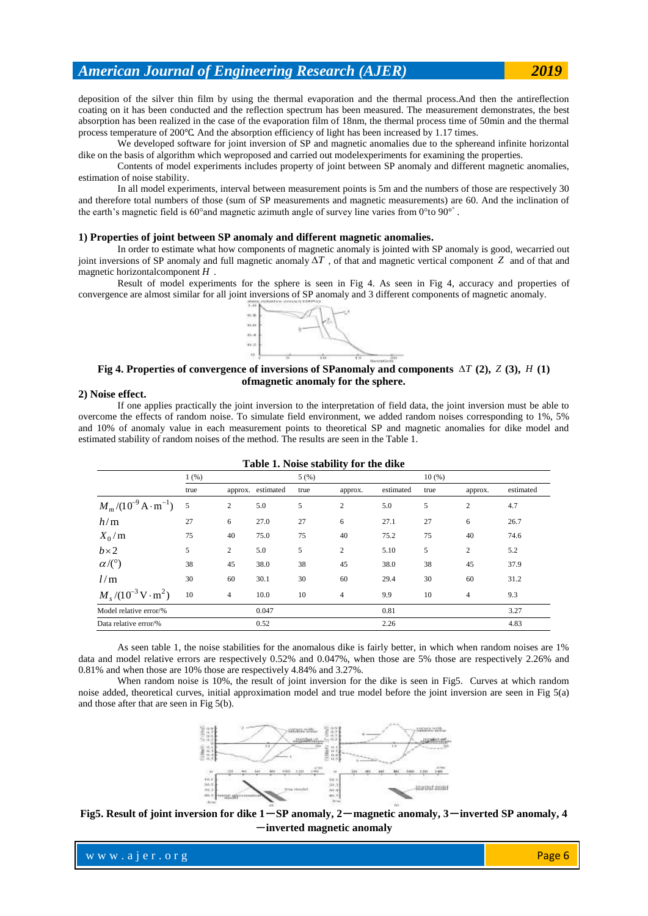deposition of the silver thin film by using the thermal evaporation and the thermal process.And then the antireflection coating on it has been conducted and the reflection spectrum has been measured. The measurement demonstrates, the best absorption has been realized in the case of the evaporation film of 18nm, the thermal process time of 50min and the thermal process temperature of 200℃. And the absorption efficiency of light has been increased by 1.17 times.

We developed software for joint inversion of SP and magnetic anomalies due to the sphereand infinite horizontal dike on the basis of algorithm which weproposed and carried out modelexperiments for examining the properties.

Contents of model experiments includes property of joint between SP anomaly and different magnetic anomalies, estimation of noise stability.

In all model experiments, interval between measurement points is 5m and the numbers of those are respectively 30 and therefore total numbers of those (sum of SP measurements and magnetic measurements) are 60. And the inclination of the earth's magnetic field is 60°and magnetic azimuth angle of survey line varies from 0°to 90°.

**1) Properties of joint between SP anomaly and different magnetic anomalies.**

In order to estimate what how components of magnetic anomaly is jointed with SP anomaly is good, wecarried out joint inversions of SP anomaly and full magnetic anomaly $\Delta T$ , of that and magnetic vertical component $Z$ and of that and magnetic horizontalcomponent $H$ .

Result of model experiments for the sphere is seen in Fig 4. As seen in Fig 4, accuracy and properties of convergence are almost similar for all joint inversions of SP anomaly and 3 different components of magnetic anomaly.

**Fig 4. Properties of convergence of inversions of SPanomaly and components $\Delta T$ (2), $Z$ (3), $H$ (1) ofmagnetic anomaly for the sphere.**

**2) Noise effect.**

If one applies practically the joint inversion to the interpretation of field data, the joint inversion must be able to overcome the effects of random noise. To simulate field environment, we added random noises corresponding to 1%, 5% and 10% of anomaly value in each measurement points to theoretical SP and magnetic anomalies for dike model and estimated stability of random noises of the method. The results are seen in the Table 1.

**Table 1. Noise stability for the dike**

| | 1 (%) | | | 5 (%) | | | 10 (%) | | |
|---|---|---|---|---|---|---|---|---|---|
| | true | approx. | estimated | true | approx. | estimated | true | approx. | estimated |
| $M_m/(10^{-9}\,\mathrm{A\cdot m^{-1}})$ | 5 | 2 | 5.0 | 5 | 2 | 5.0 | 5 | 2 | 4.7 |
| $h/\mathrm{m}$ | 27 | 6 | 27.0 | 27 | 6 | 27.1 | 27 | 6 | 26.7 |
| $X_0/\mathrm{m}$ | 75 | 40 | 75.0 | 75 | 40 | 75.2 | 75 | 40 | 74.6 |
| $b\times 2$ | 5 | 2 | 5.0 | 5 | 2 | 5.10 | 5 | 2 | 5.2 |
| $\alpha/(°)$ | 38 | 45 | 38.0 | 38 | 45 | 38.0 | 38 | 45 | 37.9 |
| $l/\mathrm{m}$ | 30 | 60 | 30.1 | 30 | 60 | 29.4 | 30 | 60 | 31.2 |
| $M_s/(10^{-3}\,\mathrm{V\cdot m^2})$ | 10 | 4 | 10.0 | 10 | 4 | 9.9 | 10 | 4 | 9.3 |
| Model relative error/% | | | 0.047 | | | 0.81 | | | 3.27 |
| Data relative error/% | | | 0.52 | | | 2.26 | | | 4.83 |

As seen table 1, the noise stabilities for the anomalous dike is fairly better, in which when random noises are 1% data and model relative errors are respectively 0.52% and 0.047%, when those are 5% those are respectively 2.26% and 0.81% and when those are 10% those are respectively 4.84% and 3.27%.

When random noise is 10%, the result of joint inversion for the dike is seen in Fig5. Curves at which random noise added, theoretical curves, initial approximation model and true model before the joint inversion are seen in Fig 5(a) and those after that are seen in Fig 5(b).

**Fig5. Result of joint inversion for dike 1—SP anomaly, 2—magnetic anomaly, 3—inverted SP anomaly, 4 —inverted magnetic anomaly**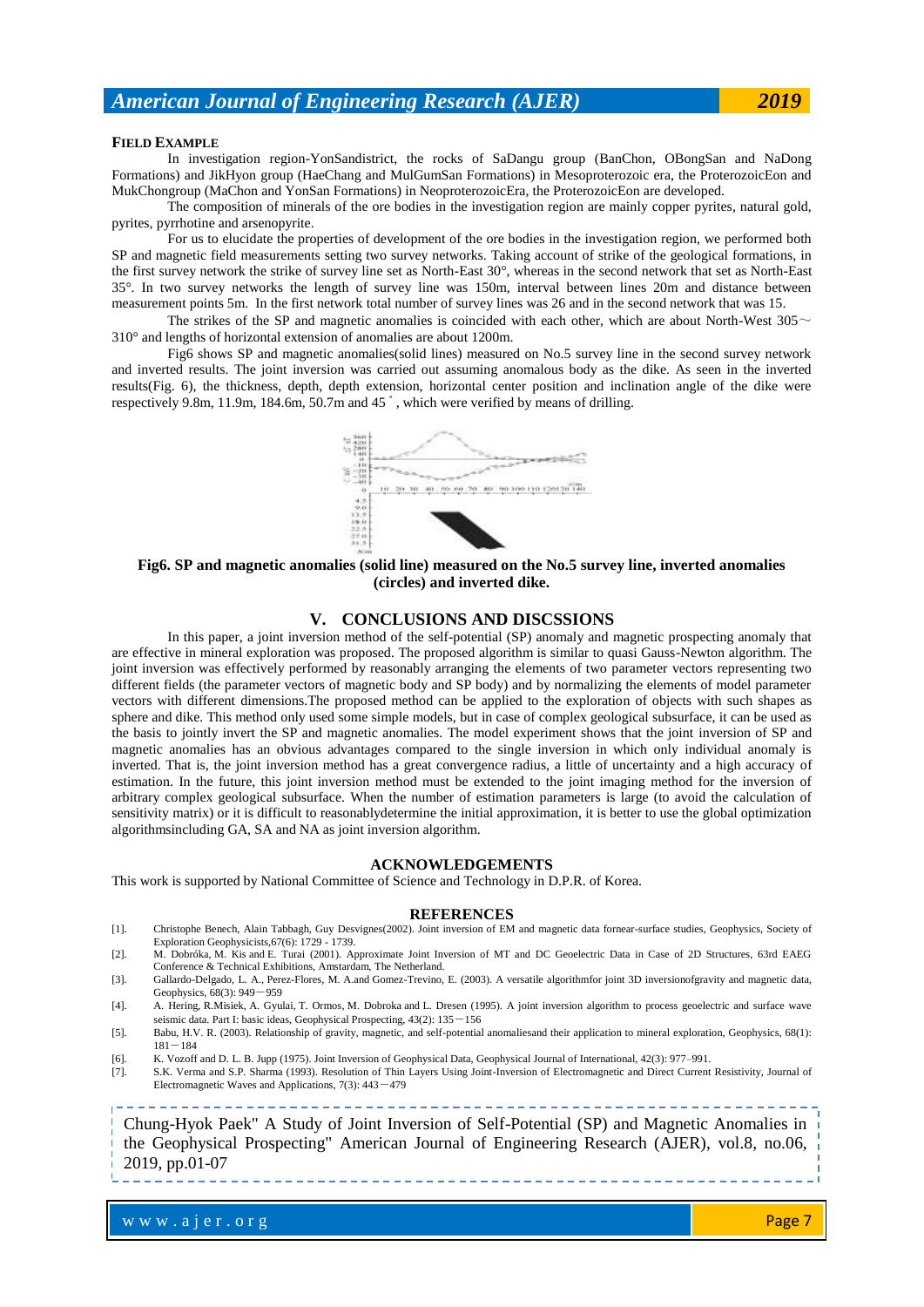**FIELD EXAMPLE**

In investigation region-YonSandistrict, the rocks of SaDangu group (BanChon, OBongSan and NaDong Formations) and JikHyon group (HaeChang and MulGumSan Formations) in Mesoproterozoic era, the ProterozoicEon and MukChongroup (MaChon and YonSan Formations) in NeoproterozoicEra, the ProterozoicEon are developed.

The composition of minerals of the ore bodies in the investigation region are mainly copper pyrites, natural gold, pyrites, pyrrhotine and arsenopyrite.

For us to elucidate the properties of development of the ore bodies in the investigation region, we performed both SP and magnetic field measurements setting two survey networks. Taking account of strike of the geological formations, in the first survey network the strike of survey line set as North-East 30°, whereas in the second network that set as North-East 35°. In two survey networks the length of survey line was 150m, interval between lines 20m and distance between measurement points 5m. In the first network total number of survey lines was 26 and in the second network that was 15.

The strikes of the SP and magnetic anomalies is coincided with each other, which are about North-West 305～310° and lengths of horizontal extension of anomalies are about 1200m.

Fig6 shows SP and magnetic anomalies(solid lines) measured on No.5 survey line in the second survey network and inverted results. The joint inversion was carried out assuming anomalous body as the dike. As seen in the inverted results(Fig. 6), the thickness, depth, depth extension, horizontal center position and inclination angle of the dike were respectively 9.8m, 11.9m, 184.6m, 50.7m and 45 ° , which were verified by means of drilling.

**Fig6. SP and magnetic anomalies (solid line) measured on the No.5 survey line, inverted anomalies (circles) and inverted dike.**

## V. CONCLUSIONS AND DISCSSIONS

In this paper, a joint inversion method of the self-potential (SP) anomaly and magnetic prospecting anomaly that are effective in mineral exploration was proposed. The proposed algorithm is similar to quasi Gauss-Newton algorithm. The joint inversion was effectively performed by reasonably arranging the elements of two parameter vectors representing two different fields (the parameter vectors of magnetic body and SP body) and by normalizing the elements of model parameter vectors with different dimensions.The proposed method can be applied to the exploration of objects with such shapes as sphere and dike. This method only used some simple models, but in case of complex geological subsurface, it can be used as the basis to jointly invert the SP and magnetic anomalies. The model experiment shows that the joint inversion of SP and magnetic anomalies has an obvious advantages compared to the single inversion in which only individual anomaly is inverted. That is, the joint inversion method has a great convergence radius, a little of uncertainty and a high accuracy of estimation. In the future, this joint inversion method must be extended to the joint imaging method for the inversion of arbitrary complex geological subsurface. When the number of estimation parameters is large (to avoid the calculation of sensitivity matrix) or it is difficult to reasonablydetermine the initial approximation, it is better to use the global optimization algorithmsincluding GA, SA and NA as joint inversion algorithm.

## ACKNOWLEDGEMENTS

This work is supported by National Committee of Science and Technology in D.P.R. of Korea.

## REFERENCES

[1]. Christophe Benech, Alain Tabbagh, Guy Desvignes(2002). Joint inversion of EM and magnetic data fornear-surface studies, Geophysics, Society of Exploration Geophysicists,67(6): 1729 - 1739.

[2]. M. Dobróka, M. Kis and E. Turai (2001). Approximate Joint Inversion of MT and DC Geoelectric Data in Case of 2D Structures, 63rd EAEG Conference & Technical Exhibitions, Amstardam, The Netherland.

[3]. Gallardo-Delgado, L. A., Perez-Flores, M. A.and Gomez-Trevino, E. (2003). A versatile algorithmfor joint 3D inversionofgravity and magnetic data, Geophysics, 68(3): 949－959

[4]. A. Hering, R.Misiek, A. Gyulai, T. Ormos, M. Dobroka and L. Dresen (1995). A joint inversion algorithm to process geoelectric and surface wave seismic data. Part I: basic ideas, Geophysical Prospecting, 43(2): 135－156

[5]. Babu, H.V. R. (2003). Relationship of gravity, magnetic, and self-potential anomaliesand their application to mineral exploration, Geophysics, 68(1): 181－184

[6]. K. Vozoff and D. L. B. Jupp (1975). Joint Inversion of Geophysical Data, Geophysical Journal of International, 42(3): 977–991.

[7]. S.K. Verma and S.P. Sharma (1993). Resolution of Thin Layers Using Joint-Inversion of Electromagnetic and Direct Current Resistivity, Journal of Electromagnetic Waves and Applications, 7(3): 443－479

Chung-Hyok Paek" A Study of Joint Inversion of Self-Potential (SP) and Magnetic Anomalies in the Geophysical Prospecting" American Journal of Engineering Research (AJER), vol.8, no.06, 2019, pp.01-07